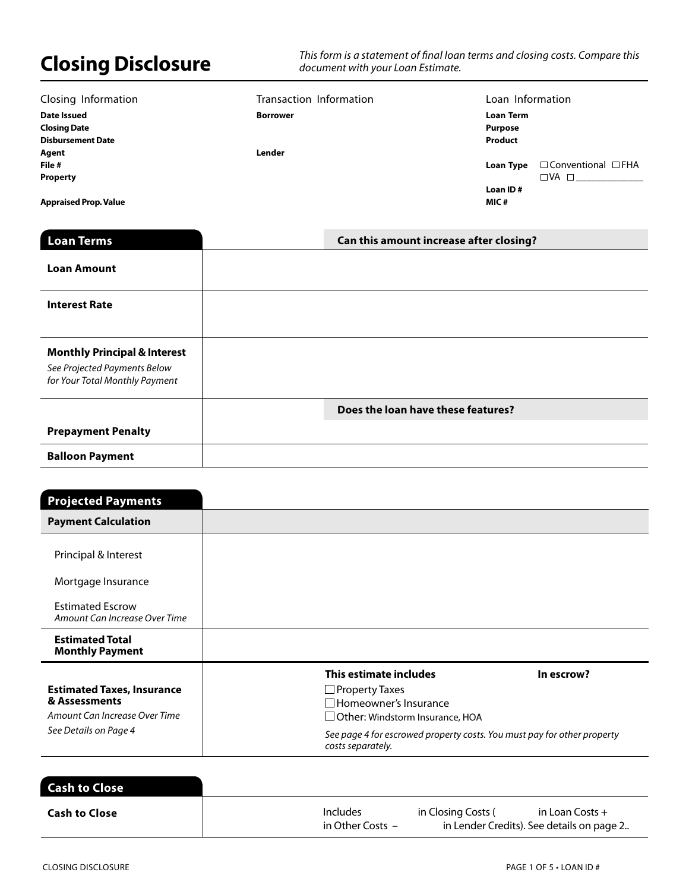# Closing Disclosure

*This form is a statement of final loan terms and closing costs. Compare this document with your Loan Estimate.*

| Closing Information | Transaction Information | Loan Information |
|---|---|---|
| **Date Issued** | **Borrower** | **Loan Term** |
| **Closing Date** | | **Purpose** |
| **Disbursement Date** | | **Product** |
| **Agent** | **Lender** | |
| **File #** | | **Loan Type** ☐ Conventional ☐ FHA ☐ VA ☐ _____________ |
| **Property** | | **Loan ID #** |
| **Appraised Prop. Value** | | **MIC #** |

## Loan Terms

| Loan Terms | | Can this amount increase after closing? |
|---|---|---|
| **Loan Amount** | | |
| **Interest Rate** | | |
| **Monthly Principal & Interest** *See Projected Payments Below for Your Total Monthly Payment* | | |
| | | **Does the loan have these features?** |
| **Prepayment Penalty** | | |
| **Balloon Payment** | | |

## Projected Payments

| Payment Calculation | |
|---|---|
| Principal & Interest | |
| Mortgage Insurance | |
| Estimated Escrow *Amount Can Increase Over Time* | |
| **Estimated Total Monthly Payment** | |

| | This estimate includes | In escrow? |
|---|---|---|
| **Estimated Taxes, Insurance & Assessments** *Amount Can Increase Over Time* *See Details on Page 4* | ☐ Property Taxes | |
| | ☐ Homeowner's Insurance | |
| | ☐ Other: Windstorm Insurance, HOA | |
| | *See page 4 for escrowed property costs. You must pay for other property costs separately.* | |

## Cash to Close

| Cash to Close | |
|---|---|
| **Cash to Close** | Includes in Closing Costs ( in Loan Costs + in Other Costs – in Lender Credits). See details on page 2.. |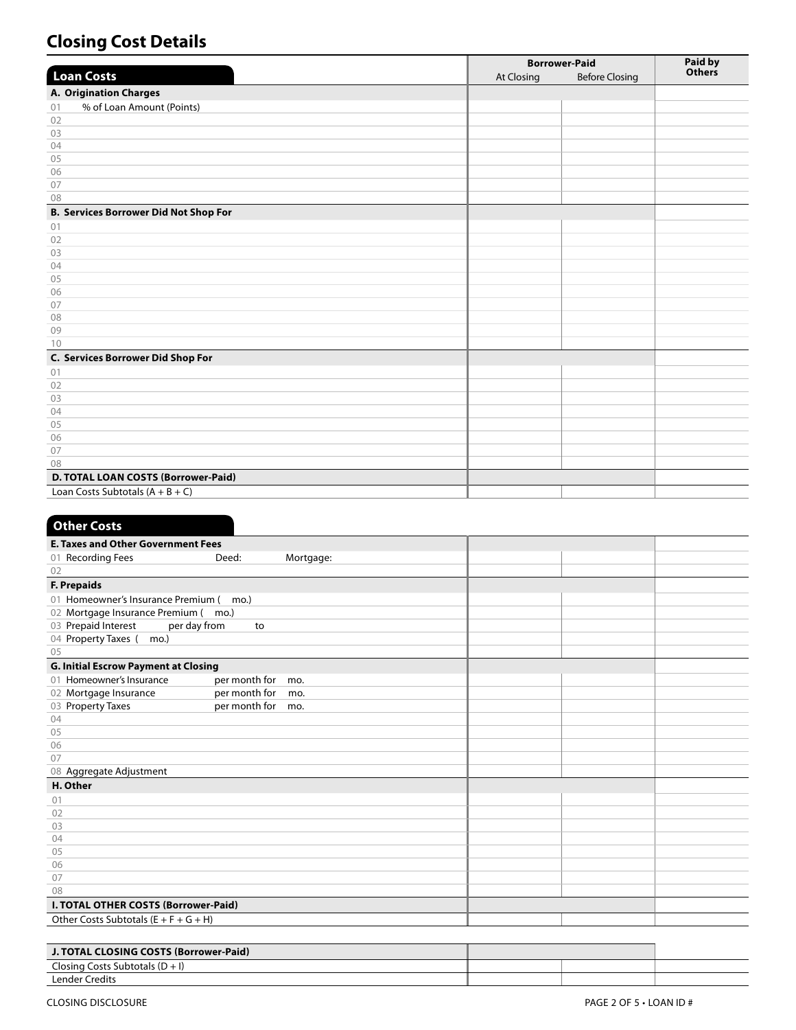## Closing Cost Details

| Loan Costs | Borrower-Paid | | Paid by Others |
|---|---|---|---|
| | At Closing | Before Closing | |
| **A. Origination Charges** | | | |
| 01 % of Loan Amount (Points) | | | |
| 02 | | | |
| 03 | | | |
| 04 | | | |
| 05 | | | |
| 06 | | | |
| 07 | | | |
| 08 | | | |
| **B. Services Borrower Did Not Shop For** | | | |
| 01 | | | |
| 02 | | | |
| 03 | | | |
| 04 | | | |
| 05 | | | |
| 06 | | | |
| 07 | | | |
| 08 | | | |
| 09 | | | |
| 10 | | | |
| **C. Services Borrower Did Shop For** | | | |
| 01 | | | |
| 02 | | | |
| 03 | | | |
| 04 | | | |
| 05 | | | |
| 06 | | | |
| 07 | | | |
| 08 | | | |
| **D. TOTAL LOAN COSTS (Borrower-Paid)** | | | |
| Loan Costs Subtotals (A + B + C) | | | |

| Other Costs | | | |
|---|---|---|---|
| **E. Taxes and Other Government Fees** | | | |
| 01 Recording Fees Deed: Mortgage: | | | |
| 02 | | | |
| **F. Prepaids** | | | |
| 01 Homeowner's Insurance Premium ( mo.) | | | |
| 02 Mortgage Insurance Premium ( mo.) | | | |
| 03 Prepaid Interest per day from to | | | |
| 04 Property Taxes ( mo.) | | | |
| 05 | | | |
| **G. Initial Escrow Payment at Closing** | | | |
| 01 Homeowner's Insurance per month for mo. | | | |
| 02 Mortgage Insurance per month for mo. | | | |
| 03 Property Taxes per month for mo. | | | |
| 04 | | | |
| 05 | | | |
| 06 | | | |
| 07 | | | |
| 08 Aggregate Adjustment | | | |
| **H. Other** | | | |
| 01 | | | |
| 02 | | | |
| 03 | | | |
| 04 | | | |
| 05 | | | |
| 06 | | | |
| 07 | | | |
| 08 | | | |
| **I. TOTAL OTHER COSTS (Borrower-Paid)** | | | |
| Other Costs Subtotals (E + F + G + H) | | | |

| | | | |
|---|---|---|---|
| **J. TOTAL CLOSING COSTS (Borrower-Paid)** | | | |
| Closing Costs Subtotals (D + I) | | | |
| Lender Credits | | | |

CLOSING DISCLOSURE

PAGE 2 OF 5 • LOAN ID #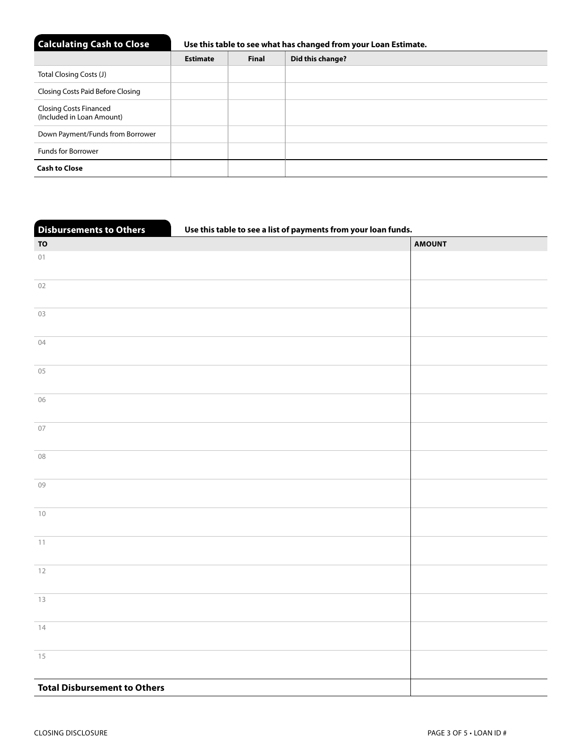## Calculating Cash to Close

**Use this table to see what has changed from your Loan Estimate.**

| | Estimate | Final | Did this change? |
|---|---|---|---|
| Total Closing Costs (J) | | | |
| Closing Costs Paid Before Closing | | | |
| Closing Costs Financed (Included in Loan Amount) | | | |
| Down Payment/Funds from Borrower | | | |
| Funds for Borrower | | | |
| **Cash to Close** | | | |

## Disbursements to Others

**Use this table to see a list of payments from your loan funds.**

| TO | AMOUNT |
|---|---|
| 01 | |
| 02 | |
| 03 | |
| 04 | |
| 05 | |
| 06 | |
| 07 | |
| 08 | |
| 09 | |
| 10 | |
| 11 | |
| 12 | |
| 13 | |
| 14 | |
| 15 | |
| **Total Disbursement to Others** | |

CLOSING DISCLOSURE

LOAN ID #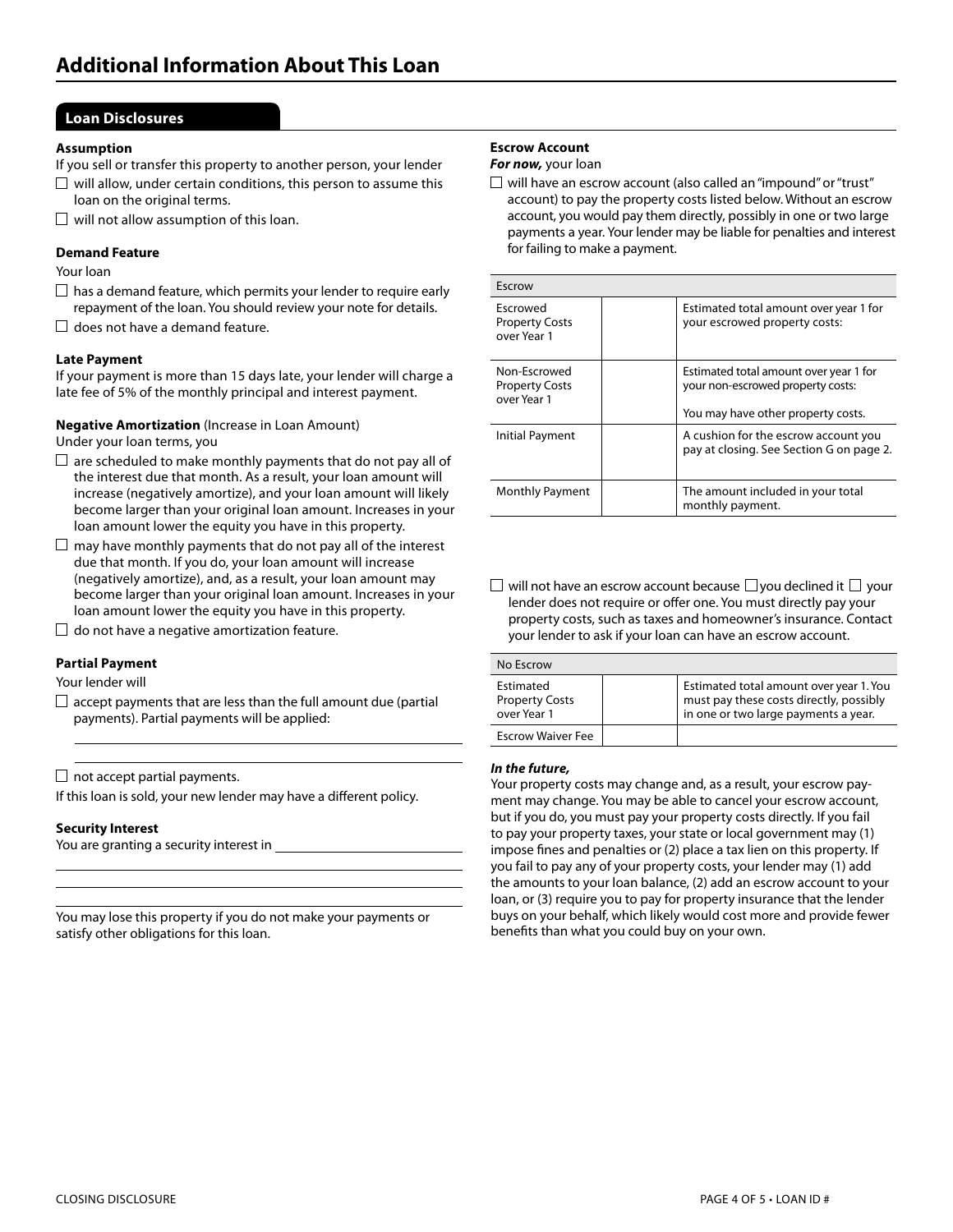# Additional Information About This Loan

## Loan Disclosures

**Assumption**

If you sell or transfer this property to another person, your lender

- ☐ will allow, under certain conditions, this person to assume this loan on the original terms.
- ☐ will not allow assumption of this loan.

**Demand Feature**

Your loan

- ☐ has a demand feature, which permits your lender to require early repayment of the loan. You should review your note for details.
- ☐ does not have a demand feature.

**Late Payment**

If your payment is more than 15 days late, your lender will charge a late fee of 5% of the monthly principal and interest payment.

**Negative Amortization** (Increase in Loan Amount)

Under your loan terms, you

- ☐ are scheduled to make monthly payments that do not pay all of the interest due that month. As a result, your loan amount will increase (negatively amortize), and your loan amount will likely become larger than your original loan amount. Increases in your loan amount lower the equity you have in this property.
- ☐ may have monthly payments that do not pay all of the interest due that month. If you do, your loan amount will increase (negatively amortize), and, as a result, your loan amount may become larger than your original loan amount. Increases in your loan amount lower the equity you have in this property.
- ☐ do not have a negative amortization feature.

**Partial Payment**

Your lender will

- ☐ accept payments that are less than the full amount due (partial payments). Partial payments will be applied:

______________________________

______________________________

- ☐ not accept partial payments.

If this loan is sold, your new lender may have a different policy.

**Security Interest**

You are granting a security interest in ______________________________

______________________________

______________________________

______________________________

You may lose this property if you do not make your payments or satisfy other obligations for this loan.

**Escrow Account**

***For now,*** your loan

- ☐ will have an escrow account (also called an "impound" or "trust" account) to pay the property costs listed below. Without an escrow account, you would pay them directly, possibly in one or two large payments a year. Your lender may be liable for penalties and interest for failing to make a payment.

| Escrow | | |
|---|---|---|
| Escrowed Property Costs over Year 1 | | Estimated total amount over year 1 for your escrowed property costs: |
| Non-Escrowed Property Costs over Year 1 | | Estimated total amount over year 1 for your non-escrowed property costs:<br><br>You may have other property costs. |
| Initial Payment | | A cushion for the escrow account you pay at closing. See Section G on page 2. |
| Monthly Payment | | The amount included in your total monthly payment. |

- ☐ will not have an escrow account because ☐ you declined it ☐ your lender does not require or offer one. You must directly pay your property costs, such as taxes and homeowner's insurance. Contact your lender to ask if your loan can have an escrow account.

| No Escrow | | |
|---|---|---|
| Estimated Property Costs over Year 1 | | Estimated total amount over year 1. You must pay these costs directly, possibly in one or two large payments a year. |
| Escrow Waiver Fee | | |

***In the future,***

Your property costs may change and, as a result, your escrow payment may change. You may be able to cancel your escrow account, but if you do, you must pay your property costs directly. If you fail to pay your property taxes, your state or local government may (1) impose fines and penalties or (2) place a tax lien on this property. If you fail to pay any of your property costs, your lender may (1) add the amounts to your loan balance, (2) add an escrow account to your loan, or (3) require you to pay for property insurance that the lender buys on your behalf, which likely would cost more and provide fewer benefits than what you could buy on your own.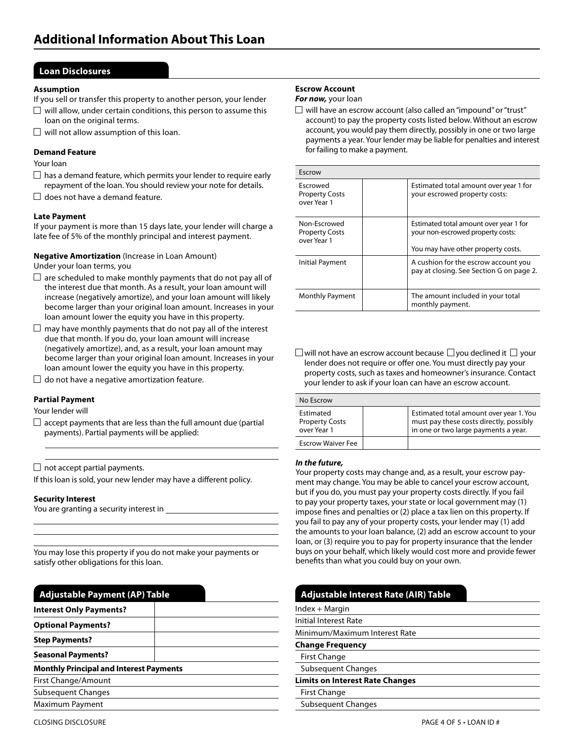# Additional Information About This Loan

## Loan Disclosures

**Assumption**

If you sell or transfer this property to another person, your lender

- ☐ will allow, under certain conditions, this person to assume this loan on the original terms.
- ☐ will not allow assumption of this loan.

**Demand Feature**

Your loan

- ☐ has a demand feature, which permits your lender to require early repayment of the loan. You should review your note for details.
- ☐ does not have a demand feature.

**Late Payment**

If your payment is more than 15 days late, your lender will charge a late fee of 5% of the monthly principal and interest payment.

**Negative Amortization** (Increase in Loan Amount)

Under your loan terms, you

- ☐ are scheduled to make monthly payments that do not pay all of the interest due that month. As a result, your loan amount will increase (negatively amortize), and your loan amount will likely become larger than your original loan amount. Increases in your loan amount lower the equity you have in this property.
- ☐ may have monthly payments that do not pay all of the interest due that month. If you do, your loan amount will increase (negatively amortize), and, as a result, your loan amount may become larger than your original loan amount. Increases in your loan amount lower the equity you have in this property.
- ☐ do not have a negative amortization feature.

**Partial Payment**

Your lender will

- ☐ accept payments that are less than the full amount due (partial payments). Partial payments will be applied:

  ____________________________________________

  ____________________________________________

- ☐ not accept partial payments.

If this loan is sold, your new lender may have a different policy.

**Security Interest**

You are granting a security interest in ____________________________________________

____________________________________________

____________________________________________

You may lose this property if you do not make your payments or satisfy other obligations for this loan.

**Escrow Account**

***For now,*** your loan

☐ will have an escrow account (also called an "impound" or "trust" account) to pay the property costs listed below. Without an escrow account, you would pay them directly, possibly in one or two large payments a year. Your lender may be liable for penalties and interest for failing to make a payment.

| Escrow | | |
|---|---|---|
| Escrowed Property Costs over Year 1 | | Estimated total amount over year 1 for your escrowed property costs: |
| Non-Escrowed Property Costs over Year 1 | | Estimated total amount over year 1 for your non-escrowed property costs: You may have other property costs. |
| Initial Payment | | A cushion for the escrow account you pay at closing. See Section G on page 2. |
| Monthly Payment | | The amount included in your total monthly payment. |

☐ will not have an escrow account because ☐ you declined it ☐ your lender does not require or offer one. You must directly pay your property costs, such as taxes and homeowner's insurance. Contact your lender to ask if your loan can have an escrow account.

| No Escrow | | |
|---|---|---|
| Estimated Property Costs over Year 1 | | Estimated total amount over year 1. You must pay these costs directly, possibly in one or two large payments a year. |
| Escrow Waiver Fee | | |

***In the future,***

Your property costs may change and, as a result, your escrow payment may change. You may be able to cancel your escrow account, but if you do, you must pay your property costs directly. If you fail to pay your property taxes, your state or local government may (1) impose fines and penalties or (2) place a tax lien on this property. If you fail to pay any of your property costs, your lender may (1) add the amounts to your loan balance, (2) add an escrow account to your loan, or (3) require you to pay for property insurance that the lender buys on your behalf, which likely would cost more and provide fewer benefits than what you could buy on your own.

## Adjustable Payment (AP) Table

| | |
|---|---|
| **Interest Only Payments?** | |
| **Optional Payments?** | |
| **Step Payments?** | |
| **Seasonal Payments?** | |
| **Monthly Principal and Interest Payments** | |
| First Change/Amount | |
| Subsequent Changes | |
| Maximum Payment | |

## Adjustable Interest Rate (AIR) Table

| | |
|---|---|
| Index + Margin | |
| Initial Interest Rate | |
| Minimum/Maximum Interest Rate | |
| **Change Frequency** | |
| First Change | |
| Subsequent Changes | |
| **Limits on Interest Rate Changes** | |
| First Change | |
| Subsequent Changes | |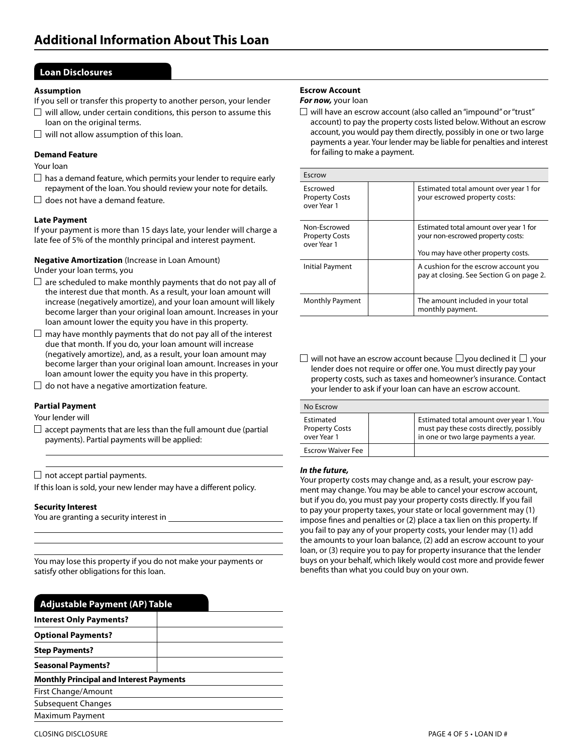# Additional Information About This Loan

## Loan Disclosures

**Assumption**

If you sell or transfer this property to another person, your lender

☐ will allow, under certain conditions, this person to assume this loan on the original terms.

☐ will not allow assumption of this loan.

**Demand Feature**

Your loan

☐ has a demand feature, which permits your lender to require early repayment of the loan. You should review your note for details.

☐ does not have a demand feature.

**Late Payment**

If your payment is more than 15 days late, your lender will charge a late fee of 5% of the monthly principal and interest payment.

**Negative Amortization** (Increase in Loan Amount)

Under your loan terms, you

☐ are scheduled to make monthly payments that do not pay all of the interest due that month. As a result, your loan amount will increase (negatively amortize), and your loan amount will likely become larger than your original loan amount. Increases in your loan amount lower the equity you have in this property.

☐ may have monthly payments that do not pay all of the interest due that month. If you do, your loan amount will increase (negatively amortize), and, as a result, your loan amount may become larger than your original loan amount. Increases in your loan amount lower the equity you have in this property.

☐ do not have a negative amortization feature.

**Partial Payment**

Your lender will

☐ accept payments that are less than the full amount due (partial payments). Partial payments will be applied:

☐ not accept partial payments.

If this loan is sold, your new lender may have a different policy.

**Security Interest**

You are granting a security interest in

You may lose this property if you do not make your payments or satisfy other obligations for this loan.

## Adjustable Payment (AP) Table

| | |
|---|---|
| **Interest Only Payments?** | |
| **Optional Payments?** | |
| **Step Payments?** | |
| **Seasonal Payments?** | |
| **Monthly Principal and Interest Payments** | |
| First Change/Amount | |
| Subsequent Changes | |
| Maximum Payment | |

**Escrow Account**

***For now,*** your loan

☐ will have an escrow account (also called an "impound" or "trust" account) to pay the property costs listed below. Without an escrow account, you would pay them directly, possibly in one or two large payments a year. Your lender may be liable for penalties and interest for failing to make a payment.

| Escrow | | |
|---|---|---|
| Escrowed Property Costs over Year 1 | | Estimated total amount over year 1 for your escrowed property costs: |
| Non-Escrowed Property Costs over Year 1 | | Estimated total amount over year 1 for your non-escrowed property costs: You may have other property costs. |
| Initial Payment | | A cushion for the escrow account you pay at closing. See Section G on page 2. |
| Monthly Payment | | The amount included in your total monthly payment. |

☐ will not have an escrow account because ☐ you declined it ☐ your lender does not require or offer one. You must directly pay your property costs, such as taxes and homeowner's insurance. Contact your lender to ask if your loan can have an escrow account.

| No Escrow | | |
|---|---|---|
| Estimated Property Costs over Year 1 | | Estimated total amount over year 1. You must pay these costs directly, possibly in one or two large payments a year. |
| Escrow Waiver Fee | | |

***In the future,***

Your property costs may change and, as a result, your escrow payment may change. You may be able to cancel your escrow account, but if you do, you must pay your property costs directly. If you fail to pay your property taxes, your state or local government may (1) impose fines and penalties or (2) place a tax lien on this property. If you fail to pay any of your property costs, your lender may (1) add the amounts to your loan balance, (2) add an escrow account to your loan, or (3) require you to pay for property insurance that the lender buys on your behalf, which likely would cost more and provide fewer benefits than what you could buy on your own.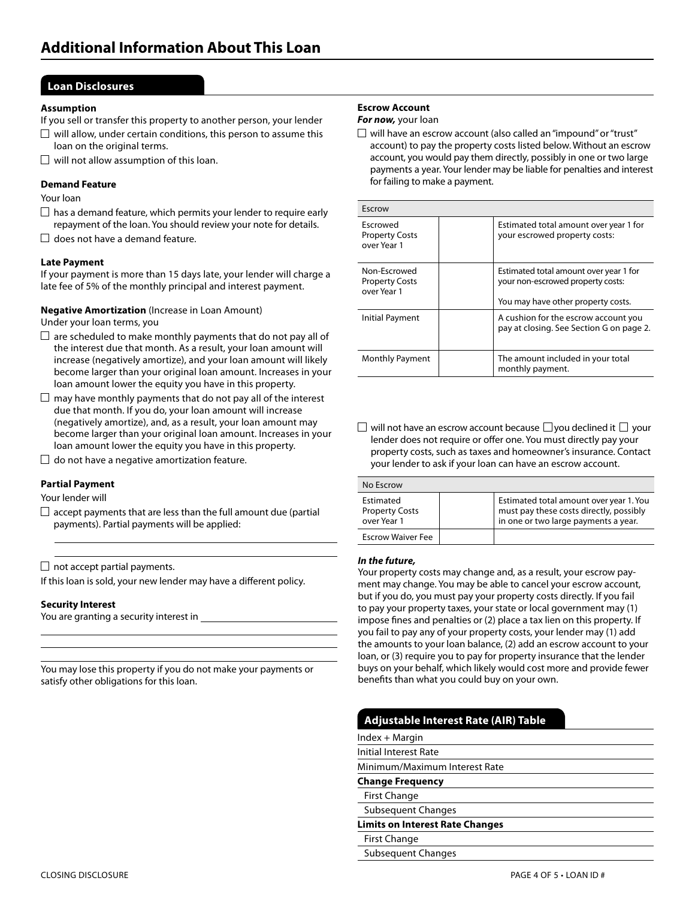# Additional Information About This Loan

## Loan Disclosures

### Assumption

If you sell or transfer this property to another person, your lender

- ☐ will allow, under certain conditions, this person to assume this loan on the original terms.
- ☐ will not allow assumption of this loan.

### Demand Feature

Your loan

- ☐ has a demand feature, which permits your lender to require early repayment of the loan. You should review your note for details.
- ☐ does not have a demand feature.

### Late Payment

If your payment is more than 15 days late, your lender will charge a late fee of 5% of the monthly principal and interest payment.

### Negative Amortization (Increase in Loan Amount)

Under your loan terms, you

- ☐ are scheduled to make monthly payments that do not pay all of the interest due that month. As a result, your loan amount will increase (negatively amortize), and your loan amount will likely become larger than your original loan amount. Increases in your loan amount lower the equity you have in this property.
- ☐ may have monthly payments that do not pay all of the interest due that month. If you do, your loan amount will increase (negatively amortize), and, as a result, your loan amount may become larger than your original loan amount. Increases in your loan amount lower the equity you have in this property.
- ☐ do not have a negative amortization feature.

### Partial Payment

Your lender will

- ☐ accept payments that are less than the full amount due (partial payments). Partial payments will be applied:

  \_\_\_\_\_\_\_\_\_\_\_\_\_\_\_\_\_\_\_\_\_\_\_\_\_\_\_\_\_\_\_\_\_\_\_\_\_\_\_\_

- ☐ not accept partial payments.

If this loan is sold, your new lender may have a different policy.

### Security Interest

You are granting a security interest in \_\_\_\_\_\_\_\_\_\_\_\_\_\_\_\_\_\_\_\_\_\_\_\_\_\_\_\_

\_\_\_\_\_\_\_\_\_\_\_\_\_\_\_\_\_\_\_\_\_\_\_\_\_\_\_\_\_\_\_\_\_\_\_\_\_\_\_\_

You may lose this property if you do not make your payments or satisfy other obligations for this loan.

### Escrow Account

***For now,*** your loan

- ☐ will have an escrow account (also called an "impound" or "trust" account) to pay the property costs listed below. Without an escrow account, you would pay them directly, possibly in one or two large payments a year. Your lender may be liable for penalties and interest for failing to make a payment.

| Escrow | | |
|---|---|---|
| Escrowed Property Costs over Year 1 | | Estimated total amount over year 1 for your escrowed property costs: |
| Non-Escrowed Property Costs over Year 1 | | Estimated total amount over year 1 for your non-escrowed property costs: You may have other property costs. |
| Initial Payment | | A cushion for the escrow account you pay at closing. See Section G on page 2. |
| Monthly Payment | | The amount included in your total monthly payment. |

- ☐ will not have an escrow account because ☐ you declined it ☐ your lender does not require or offer one. You must directly pay your property costs, such as taxes and homeowner's insurance. Contact your lender to ask if your loan can have an escrow account.

| No Escrow | | |
|---|---|---|
| Estimated Property Costs over Year 1 | | Estimated total amount over year 1. You must pay these costs directly, possibly in one or two large payments a year. |
| Escrow Waiver Fee | | |

***In the future,***

Your property costs may change and, as a result, your escrow payment may change. You may be able to cancel your escrow account, but if you do, you must pay your property costs directly. If you fail to pay your property taxes, your state or local government may (1) impose fines and penalties or (2) place a tax lien on this property. If you fail to pay any of your property costs, your lender may (1) add the amounts to your loan balance, (2) add an escrow account to your loan, or (3) require you to pay for property insurance that the lender buys on your behalf, which likely would cost more and provide fewer benefits than what you could buy on your own.

## Adjustable Interest Rate (AIR) Table

| | |
|---|---|
| Index + Margin | |
| Initial Interest Rate | |
| Minimum/Maximum Interest Rate | |
| **Change Frequency** | |
| First Change | |
| Subsequent Changes | |
| **Limits on Interest Rate Changes** | |
| First Change | |
| Subsequent Changes | |

CLOSING DISCLOSURE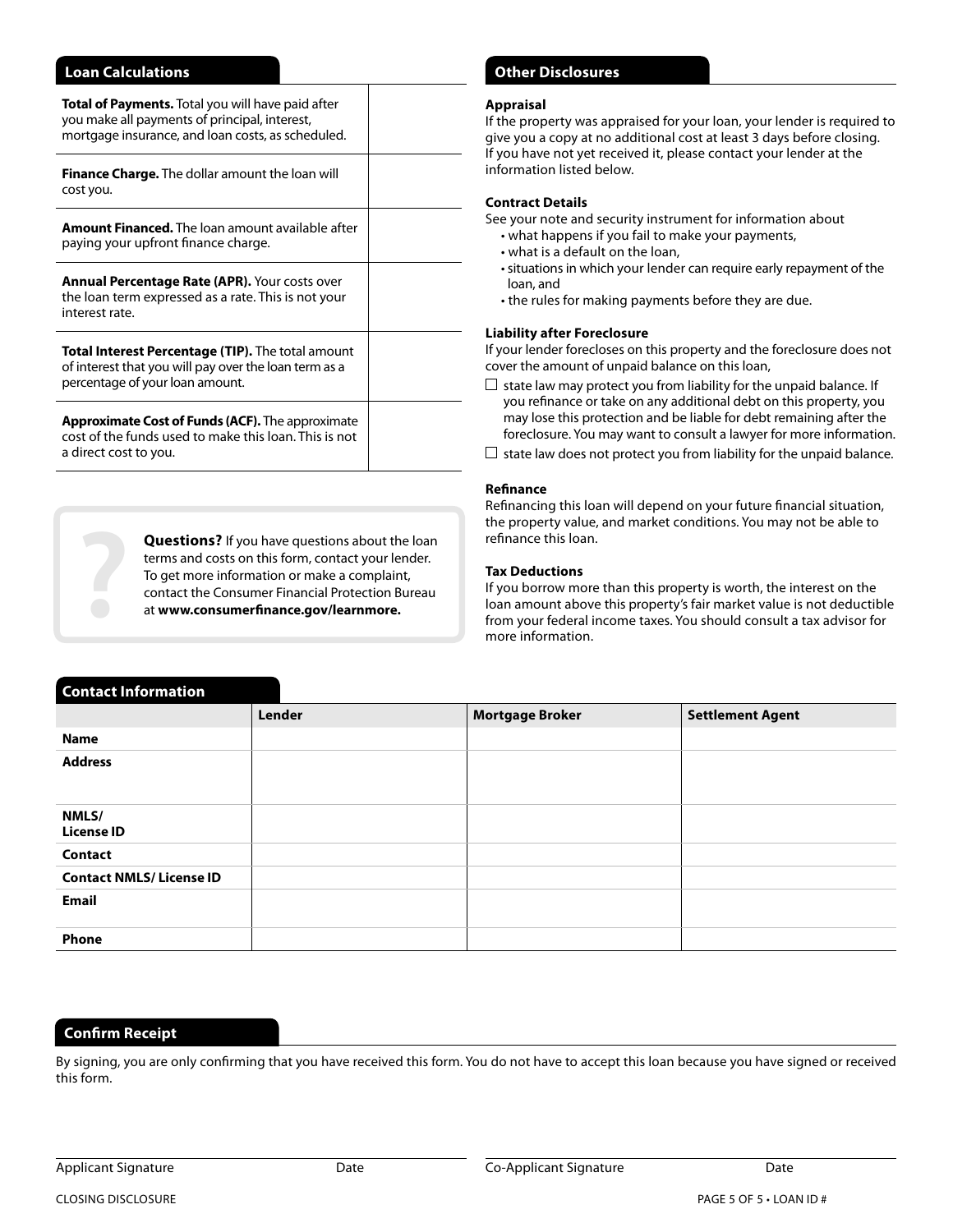## Loan Calculations

| | |
|---|---|
| **Total of Payments.** Total you will have paid after you make all payments of principal, interest, mortgage insurance, and loan costs, as scheduled. | |
| **Finance Charge.** The dollar amount the loan will cost you. | |
| **Amount Financed.** The loan amount available after paying your upfront finance charge. | |
| **Annual Percentage Rate (APR).** Your costs over the loan term expressed as a rate. This is not your interest rate. | |
| **Total Interest Percentage (TIP).** The total amount of interest that you will pay over the loan term as a percentage of your loan amount. | |
| **Approximate Cost of Funds (ACF).** The approximate cost of the funds used to make this loan. This is not a direct cost to you. | |

**Questions?** If you have questions about the loan terms and costs on this form, contact your lender. To get more information or make a complaint, contact the Consumer Financial Protection Bureau at **www.consumerfinance.gov/learnmore.**

## Other Disclosures

**Appraisal**
If the property was appraised for your loan, your lender is required to give you a copy at no additional cost at least 3 days before closing. If you have not yet received it, please contact your lender at the information listed below.

**Contract Details**
See your note and security instrument for information about
- what happens if you fail to make your payments,
- what is a default on the loan,
- situations in which your lender can require early repayment of the loan, and
- the rules for making payments before they are due.

**Liability after Foreclosure**
If your lender forecloses on this property and the foreclosure does not cover the amount of unpaid balance on this loan,

- ☐ state law may protect you from liability for the unpaid balance. If you refinance or take on any additional debt on this property, you may lose this protection and be liable for debt remaining after the foreclosure. You may want to consult a lawyer for more information.
- ☐ state law does not protect you from liability for the unpaid balance.

**Refinance**
Refinancing this loan will depend on your future financial situation, the property value, and market conditions. You may not be able to refinance this loan.

**Tax Deductions**
If you borrow more than this property is worth, the interest on the loan amount above this property's fair market value is not deductible from your federal income taxes. You should consult a tax advisor for more information.

## Contact Information

| | Lender | Mortgage Broker | Settlement Agent |
|---|---|---|---|
| **Name** | | | |
| **Address** | | | |
| **NMLS/ License ID** | | | |
| **Contact** | | | |
| **Contact NMLS/ License ID** | | | |
| **Email** | | | |
| **Phone** | | | |

## Confirm Receipt

By signing, you are only confirming that you have received this form. You do not have to accept this loan because you have signed or received this form.

Applicant Signature Date

Co-Applicant Signature Date